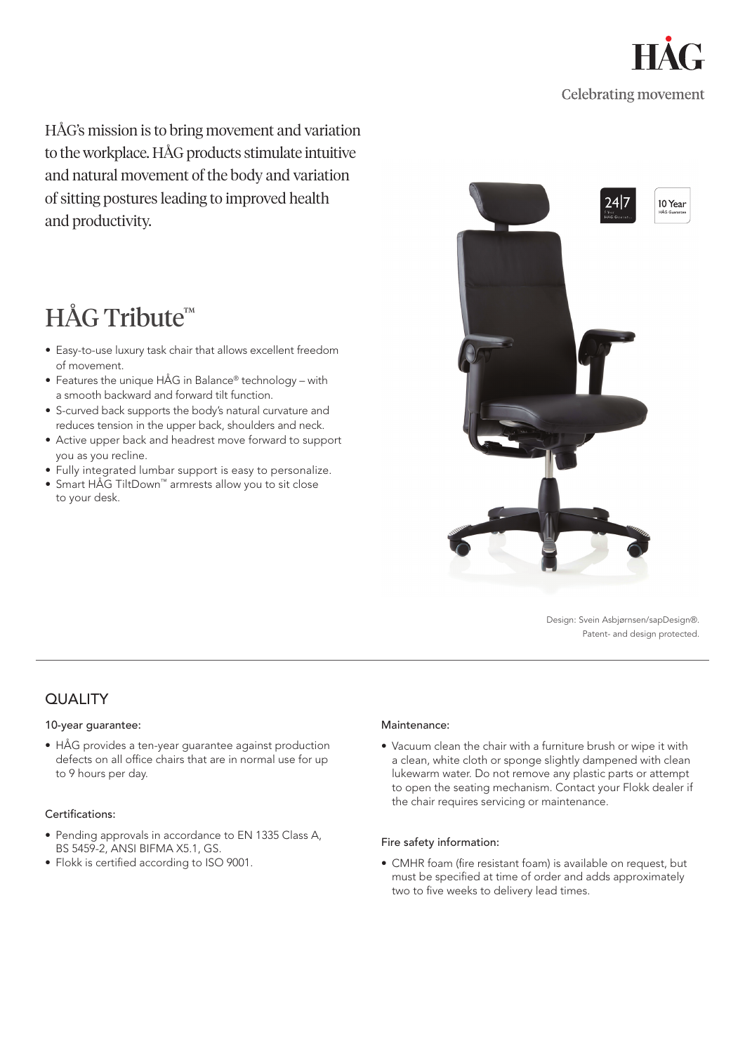HÅG

Celebrating movement

HÅG's mission is to bring movement and variation to the workplace. HÅG products stimulate intuitive and natural movement of the body and variation of sitting postures leading to improved health and productivity.

# HÅG Tribute™

- Easy-to-use luxury task chair that allows excellent freedom of movement.
- Features the unique HÅG in Balance® technology – with a smooth backward and forward tilt function.
- S-curved back supports the body's natural curvature and reduces tension in the upper back, shoulders and neck.
- Active upper back and headrest move forward to support you as you recline.
- Fully integrated lumbar support is easy to personalize.
- Smart HÅG TiltDown™ armrests allow you to sit close to your desk.

24|7

10 Year HÅG Guarantee

Design: Svein Asbjørnsen/sapDesign®.
Patent- and design protected.

## QUALITY

### 10-year guarantee:

- HÅG provides a ten-year guarantee against production defects on all office chairs that are in normal use for up to 9 hours per day.

### Certifications:

- Pending approvals in accordance to EN 1335 Class A, BS 5459-2, ANSI BIFMA X5.1, GS.
- Flokk is certified according to ISO 9001.

### Maintenance:

- Vacuum clean the chair with a furniture brush or wipe it with a clean, white cloth or sponge slightly dampened with clean lukewarm water. Do not remove any plastic parts or attempt to open the seating mechanism. Contact your Flokk dealer if the chair requires servicing or maintenance.

### Fire safety information:

- CMHR foam (fire resistant foam) is available on request, but must be specified at time of order and adds approximately two to five weeks to delivery lead times.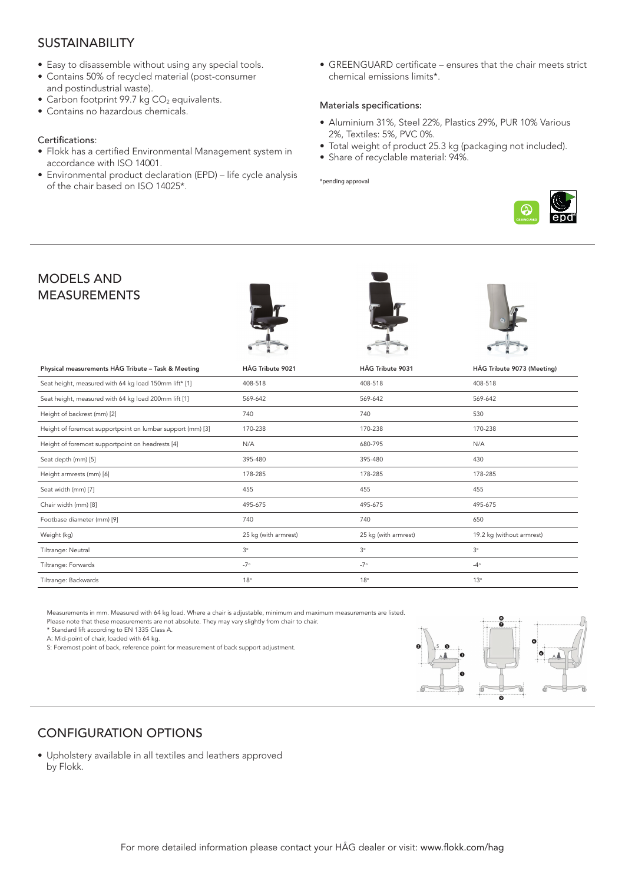## SUSTAINABILITY

- Easy to disassemble without using any special tools.
- Contains 50% of recycled material (post-consumer and postindustrial waste).
- Carbon footprint 99.7 kg $CO_2$ equivalents.
- Contains no hazardous chemicals.

Certifications:

- Flokk has a certified Environmental Management system in accordance with ISO 14001.
- Environmental product declaration (EPD) – life cycle analysis of the chair based on ISO 14025*.
- GREENGUARD certificate – ensures that the chair meets strict chemical emissions limits*.

Materials specifications:

- Aluminium 31%, Steel 22%, Plastics 29%, PUR 10% Various 2%, Textiles: 5%, PVC 0%.
- Total weight of product 25.3 kg (packaging not included).
- Share of recyclable material: 94%.

*pending approval

## MODELS AND MEASUREMENTS

| Physical measurements HÅG Tribute – Task & Meeting | HÅG Tribute 9021 | HÅG Tribute 9031 | HÅG Tribute 9073 (Meeting) |
|---|---|---|---|
| Seat height, measured with 64 kg load 150mm lift* [1] | 408-518 | 408-518 | 408-518 |
| Seat height, measured with 64 kg load 200mm lift [1] | 569-642 | 569-642 | 569-642 |
| Height of backrest (mm) [2] | 740 | 740 | 530 |
| Height of foremost supportpoint on lumbar support (mm) [3] | 170-238 | 170-238 | 170-238 |
| Height of foremost supportpoint on headrests [4] | N/A | 680-795 | N/A |
| Seat depth (mm) [5] | 395-480 | 395-480 | 430 |
| Height armrests (mm) [6] | 178-285 | 178-285 | 178-285 |
| Seat width (mm) [7] | 455 | 455 | 455 |
| Chair width (mm) [8] | 495-675 | 495-675 | 495-675 |
| Footbase diameter (mm) [9] | 740 | 740 | 650 |
| Weight (kg) | 25 kg (with armrest) | 25 kg (with armrest) | 19.2 kg (without armrest) |
| Tiltrange: Neutral | 3° | 3° | 3° |
| Tiltrange: Forwards | -7° | -7° | -4° |
| Tiltrange: Backwards | 18° | 18° | 13° |

Measurements in mm. Measured with 64 kg load. Where a chair is adjustable, minimum and maximum measurements are listed.
Please note that these measurements are not absolute. They may vary slightly from chair to chair.
* Standard lift according to EN 1335 Class A.
A: Mid-point of chair, loaded with 64 kg.
S: Foremost point of back, reference point for measurement of back support adjustment.

## CONFIGURATION OPTIONS

- Upholstery available in all textiles and leathers approved by Flokk.

For more detailed information please contact your HÅG dealer or visit: www.flokk.com/hag